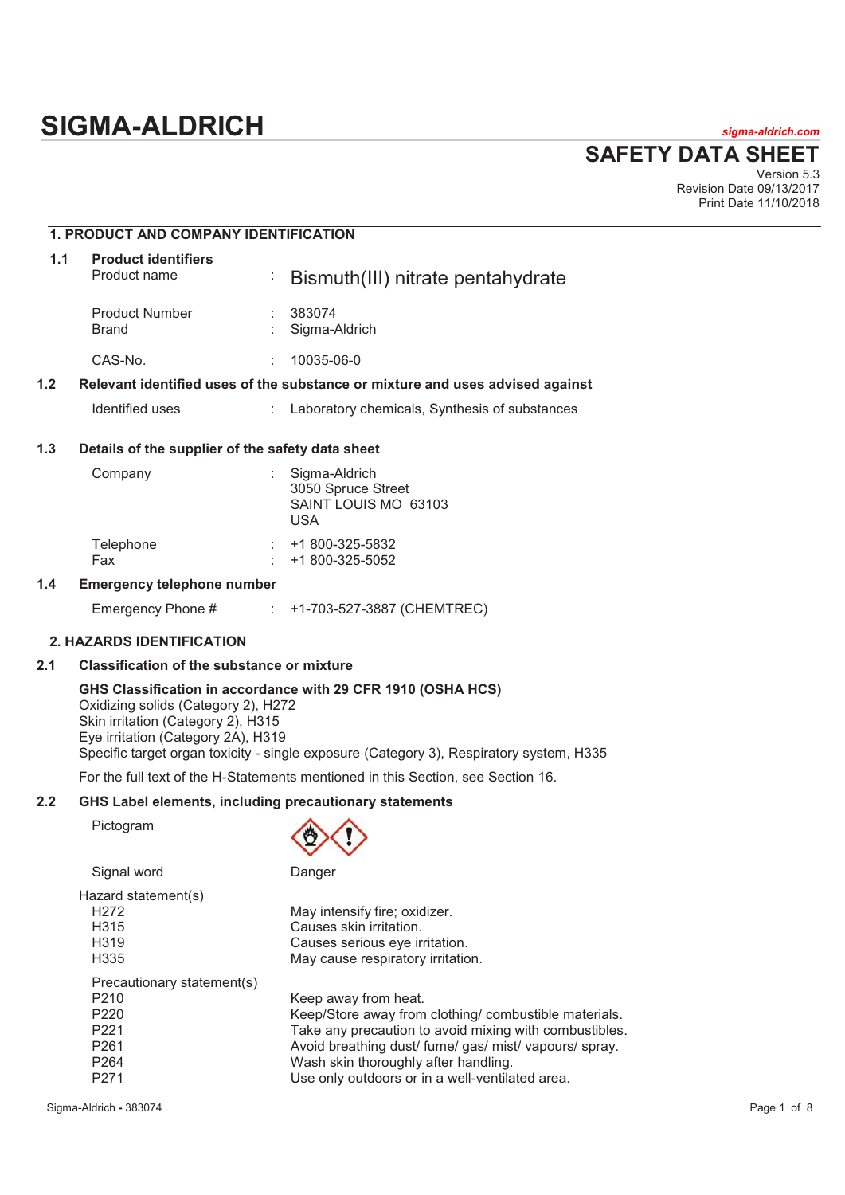# SIGMA-ALDRICH

sigma-aldrich.com

## SAFETY DATA SHEET

Version 5.3
Revision Date 09/13/2017
Print Date 11/10/2018

## 1. PRODUCT AND COMPANY IDENTIFICATION

### 1.1 Product identifiers

| | | |
|---|---|---|
| Product name | : | Bismuth(III) nitrate pentahydrate |
| Product Number | : | 383074 |
| Brand | : | Sigma-Aldrich |
| CAS-No. | : | 10035-06-0 |

### 1.2 Relevant identified uses of the substance or mixture and uses advised against

| | | |
|---|---|---|
| Identified uses | : | Laboratory chemicals, Synthesis of substances |

### 1.3 Details of the supplier of the safety data sheet

| | | |
|---|---|---|
| Company | : | Sigma-Aldrich<br>3050 Spruce Street<br>SAINT LOUIS MO 63103<br>USA |
| Telephone | : | +1 800-325-5832 |
| Fax | : | +1 800-325-5052 |

### 1.4 Emergency telephone number

| | | |
|---|---|---|
| Emergency Phone # | : | +1-703-527-3887 (CHEMTREC) |

## 2. HAZARDS IDENTIFICATION

### 2.1 Classification of the substance or mixture

**GHS Classification in accordance with 29 CFR 1910 (OSHA HCS)**

Oxidizing solids (Category 2), H272
Skin irritation (Category 2), H315
Eye irritation (Category 2A), H319
Specific target organ toxicity - single exposure (Category 3), Respiratory system, H335

For the full text of the H-Statements mentioned in this Section, see Section 16.

### 2.2 GHS Label elements, including precautionary statements

Pictogram

Signal word: Danger

Hazard statement(s)

| | |
|---|---|
| H272 | May intensify fire; oxidizer. |
| H315 | Causes skin irritation. |
| H319 | Causes serious eye irritation. |
| H335 | May cause respiratory irritation. |

Precautionary statement(s)

| | |
|---|---|
| P210 | Keep away from heat. |
| P220 | Keep/Store away from clothing/ combustible materials. |
| P221 | Take any precaution to avoid mixing with combustibles. |
| P261 | Avoid breathing dust/ fume/ gas/ mist/ vapours/ spray. |
| P264 | Wash skin thoroughly after handling. |
| P271 | Use only outdoors or in a well-ventilated area. |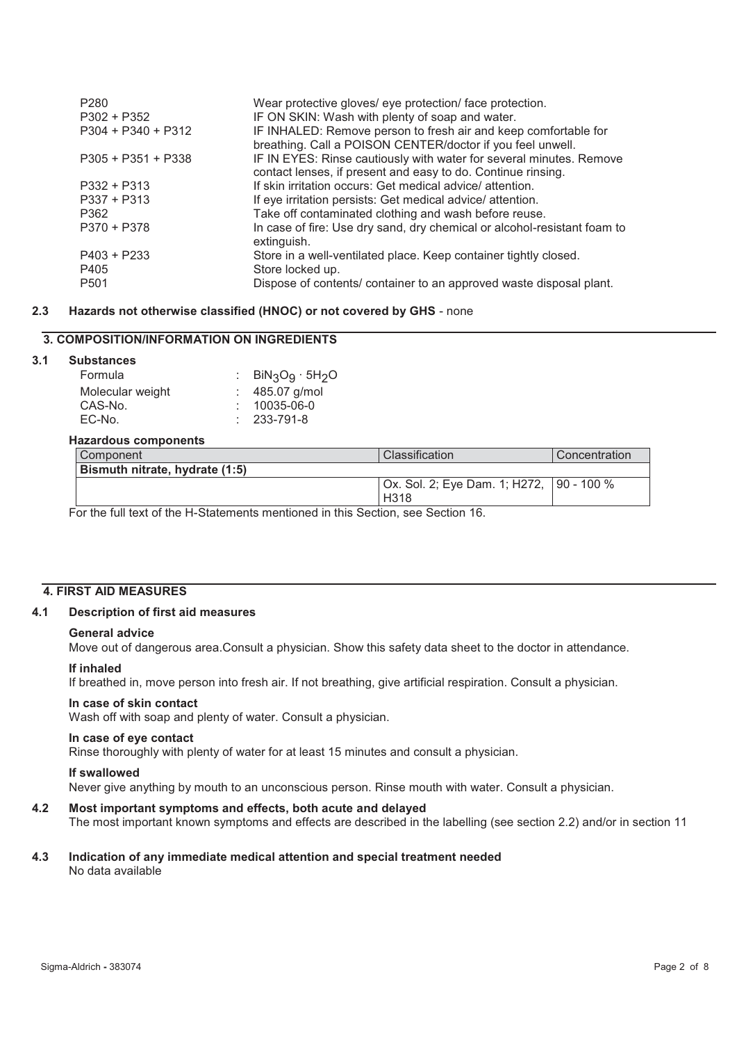| | |
|---|---|
| P280 | Wear protective gloves/ eye protection/ face protection. |
| P302 + P352 | IF ON SKIN: Wash with plenty of soap and water. |
| P304 + P340 + P312 | IF INHALED: Remove person to fresh air and keep comfortable for breathing. Call a POISON CENTER/doctor if you feel unwell. |
| P305 + P351 + P338 | IF IN EYES: Rinse cautiously with water for several minutes. Remove contact lenses, if present and easy to do. Continue rinsing. |
| P332 + P313 | If skin irritation occurs: Get medical advice/ attention. |
| P337 + P313 | If eye irritation persists: Get medical advice/ attention. |
| P362 | Take off contaminated clothing and wash before reuse. |
| P370 + P378 | In case of fire: Use dry sand, dry chemical or alcohol-resistant foam to extinguish. |
| P403 + P233 | Store in a well-ventilated place. Keep container tightly closed. |
| P405 | Store locked up. |
| P501 | Dispose of contents/ container to an approved waste disposal plant. |

### 2.3 Hazards not otherwise classified (HNOC) or not covered by GHS - none

## 3. COMPOSITION/INFORMATION ON INGREDIENTS

### 3.1 Substances

Formula : $BiN_3O_9 \cdot 5H_2O$
Molecular weight : 485.07 g/mol
CAS-No. : 10035-06-0
EC-No. : 233-791-8

**Hazardous components**

| Component | Classification | Concentration |
|---|---|---|
| **Bismuth nitrate, hydrate (1:5)** | | |
| | Ox. Sol. 2; Eye Dam. 1; H272, H318 | 90 - 100 % |

For the full text of the H-Statements mentioned in this Section, see Section 16.

## 4. FIRST AID MEASURES

### 4.1 Description of first aid measures

**General advice**
Move out of dangerous area.Consult a physician. Show this safety data sheet to the doctor in attendance.

**If inhaled**
If breathed in, move person into fresh air. If not breathing, give artificial respiration. Consult a physician.

**In case of skin contact**
Wash off with soap and plenty of water. Consult a physician.

**In case of eye contact**
Rinse thoroughly with plenty of water for at least 15 minutes and consult a physician.

**If swallowed**
Never give anything by mouth to an unconscious person. Rinse mouth with water. Consult a physician.

### 4.2 Most important symptoms and effects, both acute and delayed

The most important known symptoms and effects are described in the labelling (see section 2.2) and/or in section 11

### 4.3 Indication of any immediate medical attention and special treatment needed

No data available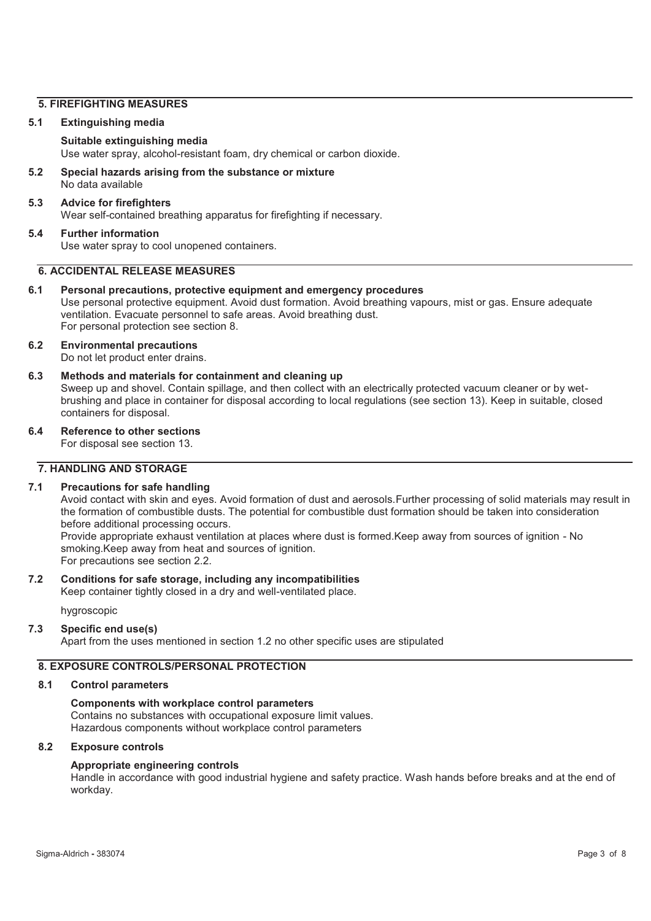## 5. FIREFIGHTING MEASURES

### 5.1 Extinguishing media

**Suitable extinguishing media**
Use water spray, alcohol-resistant foam, dry chemical or carbon dioxide.

### 5.2 Special hazards arising from the substance or mixture

No data available

### 5.3 Advice for firefighters

Wear self-contained breathing apparatus for firefighting if necessary.

### 5.4 Further information

Use water spray to cool unopened containers.

## 6. ACCIDENTAL RELEASE MEASURES

### 6.1 Personal precautions, protective equipment and emergency procedures

Use personal protective equipment. Avoid dust formation. Avoid breathing vapours, mist or gas. Ensure adequate ventilation. Evacuate personnel to safe areas. Avoid breathing dust.
For personal protection see section 8.

### 6.2 Environmental precautions

Do not let product enter drains.

### 6.3 Methods and materials for containment and cleaning up

Sweep up and shovel. Contain spillage, and then collect with an electrically protected vacuum cleaner or by wet-brushing and place in container for disposal according to local regulations (see section 13). Keep in suitable, closed containers for disposal.

### 6.4 Reference to other sections

For disposal see section 13.

## 7. HANDLING AND STORAGE

### 7.1 Precautions for safe handling

Avoid contact with skin and eyes. Avoid formation of dust and aerosols.Further processing of solid materials may result in the formation of combustible dusts. The potential for combustible dust formation should be taken into consideration before additional processing occurs.
Provide appropriate exhaust ventilation at places where dust is formed.Keep away from sources of ignition - No smoking.Keep away from heat and sources of ignition.
For precautions see section 2.2.

### 7.2 Conditions for safe storage, including any incompatibilities

Keep container tightly closed in a dry and well-ventilated place.

hygroscopic

### 7.3 Specific end use(s)

Apart from the uses mentioned in section 1.2 no other specific uses are stipulated

## 8. EXPOSURE CONTROLS/PERSONAL PROTECTION

### 8.1 Control parameters

**Components with workplace control parameters**
Contains no substances with occupational exposure limit values.
Hazardous components without workplace control parameters

### 8.2 Exposure controls

**Appropriate engineering controls**
Handle in accordance with good industrial hygiene and safety practice. Wash hands before breaks and at the end of workday.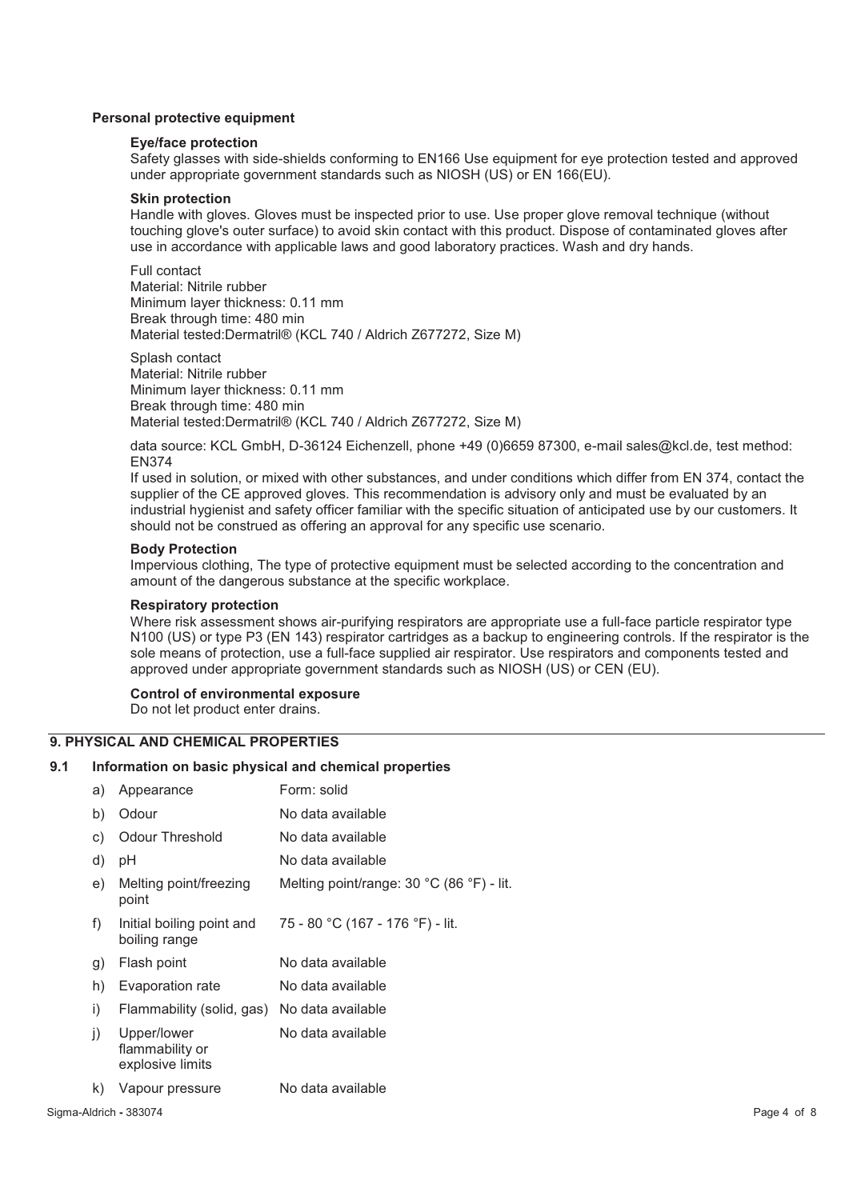**Personal protective equipment**

**Eye/face protection**

Safety glasses with side-shields conforming to EN166 Use equipment for eye protection tested and approved under appropriate government standards such as NIOSH (US) or EN 166(EU).

**Skin protection**

Handle with gloves. Gloves must be inspected prior to use. Use proper glove removal technique (without touching glove's outer surface) to avoid skin contact with this product. Dispose of contaminated gloves after use in accordance with applicable laws and good laboratory practices. Wash and dry hands.

Full contact
Material: Nitrile rubber
Minimum layer thickness: 0.11 mm
Break through time: 480 min
Material tested:Dermatril® (KCL 740 / Aldrich Z677272, Size M)

Splash contact
Material: Nitrile rubber
Minimum layer thickness: 0.11 mm
Break through time: 480 min
Material tested:Dermatril® (KCL 740 / Aldrich Z677272, Size M)

data source: KCL GmbH, D-36124 Eichenzell, phone +49 (0)6659 87300, e-mail sales@kcl.de, test method: EN374

If used in solution, or mixed with other substances, and under conditions which differ from EN 374, contact the supplier of the CE approved gloves. This recommendation is advisory only and must be evaluated by an industrial hygienist and safety officer familiar with the specific situation of anticipated use by our customers. It should not be construed as offering an approval for any specific use scenario.

**Body Protection**

Impervious clothing, The type of protective equipment must be selected according to the concentration and amount of the dangerous substance at the specific workplace.

**Respiratory protection**

Where risk assessment shows air-purifying respirators are appropriate use a full-face particle respirator type N100 (US) or type P3 (EN 143) respirator cartridges as a backup to engineering controls. If the respirator is the sole means of protection, use a full-face supplied air respirator. Use respirators and components tested and approved under appropriate government standards such as NIOSH (US) or CEN (EU).

**Control of environmental exposure**

Do not let product enter drains.

## 9. PHYSICAL AND CHEMICAL PROPERTIES

### 9.1 Information on basic physical and chemical properties

| | | |
|---|---|---|
| a) | Appearance | Form: solid |
| b) | Odour | No data available |
| c) | Odour Threshold | No data available |
| d) | pH | No data available |
| e) | Melting point/freezing point | Melting point/range: 30 °C (86 °F) - lit. |
| f) | Initial boiling point and boiling range | 75 - 80 °C (167 - 176 °F) - lit. |
| g) | Flash point | No data available |
| h) | Evaporation rate | No data available |
| i) | Flammability (solid, gas) | No data available |
| j) | Upper/lower flammability or explosive limits | No data available |
| k) | Vapour pressure | No data available |

Sigma-Aldrich - 383074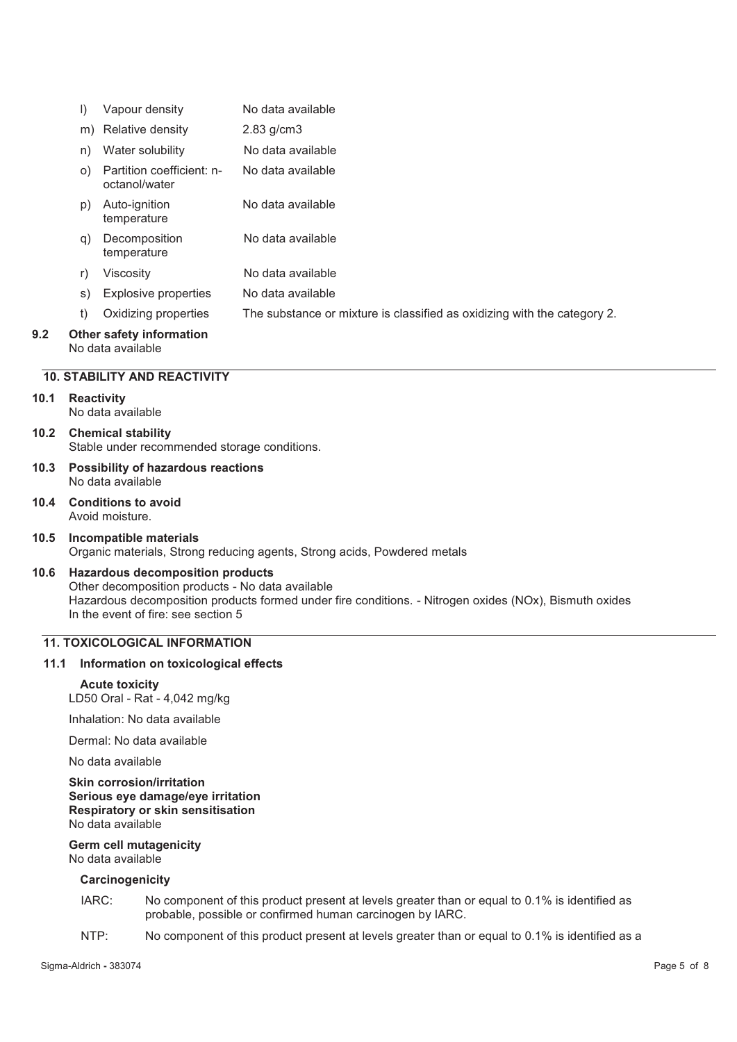| | | |
|---|---|---|
| l) | Vapour density | No data available |
| m) | Relative density | 2.83 g/cm3 |
| n) | Water solubility | No data available |
| o) | Partition coefficient: n-octanol/water | No data available |
| p) | Auto-ignition temperature | No data available |
| q) | Decomposition temperature | No data available |
| r) | Viscosity | No data available |
| s) | Explosive properties | No data available |
| t) | Oxidizing properties | The substance or mixture is classified as oxidizing with the category 2. |

**9.2 Other safety information**
No data available

## 10. STABILITY AND REACTIVITY

**10.1 Reactivity**
No data available

**10.2 Chemical stability**
Stable under recommended storage conditions.

**10.3 Possibility of hazardous reactions**
No data available

**10.4 Conditions to avoid**
Avoid moisture.

**10.5 Incompatible materials**
Organic materials, Strong reducing agents, Strong acids, Powdered metals

**10.6 Hazardous decomposition products**
Other decomposition products - No data available
Hazardous decomposition products formed under fire conditions. - Nitrogen oxides (NOx), Bismuth oxides
In the event of fire: see section 5

## 11. TOXICOLOGICAL INFORMATION

**11.1 Information on toxicological effects**

**Acute toxicity**
LD50 Oral - Rat - 4,042 mg/kg

Inhalation: No data available

Dermal: No data available

No data available

**Skin corrosion/irritation**
**Serious eye damage/eye irritation**
**Respiratory or skin sensitisation**
No data available

**Germ cell mutagenicity**
No data available

**Carcinogenicity**

IARC: No component of this product present at levels greater than or equal to 0.1% is identified as probable, possible or confirmed human carcinogen by IARC.

NTP: No component of this product present at levels greater than or equal to 0.1% is identified as a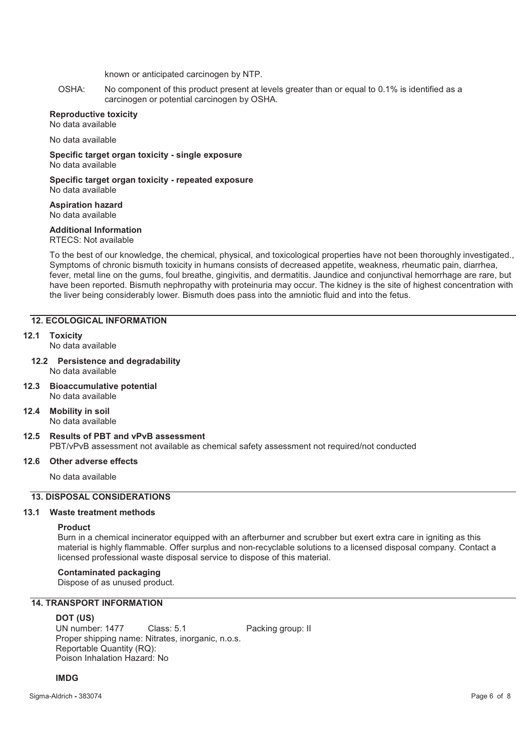known or anticipated carcinogen by NTP.

OSHA: No component of this product present at levels greater than or equal to 0.1% is identified as a carcinogen or potential carcinogen by OSHA.

**Reproductive toxicity**
No data available

No data available

**Specific target organ toxicity - single exposure**
No data available

**Specific target organ toxicity - repeated exposure**
No data available

**Aspiration hazard**
No data available

**Additional Information**
RTECS: Not available

To the best of our knowledge, the chemical, physical, and toxicological properties have not been thoroughly investigated., Symptoms of chronic bismuth toxicity in humans consists of decreased appetite, weakness, rheumatic pain, diarrhea, fever, metal line on the gums, foul breathe, gingivitis, and dermatitis. Jaundice and conjunctival hemorrhage are rare, but have been reported. Bismuth nephropathy with proteinuria may occur. The kidney is the site of highest concentration with the liver being considerably lower. Bismuth does pass into the amniotic fluid and into the fetus.

## 12. ECOLOGICAL INFORMATION

**12.1 Toxicity**
No data available

**12.2 Persistence and degradability**
No data available

**12.3 Bioaccumulative potential**
No data available

**12.4 Mobility in soil**
No data available

**12.5 Results of PBT and vPvB assessment**
PBT/vPvB assessment not available as chemical safety assessment not required/not conducted

**12.6 Other adverse effects**

No data available

## 13. DISPOSAL CONSIDERATIONS

**13.1 Waste treatment methods**

**Product**
Burn in a chemical incinerator equipped with an afterburner and scrubber but exert extra care in igniting as this material is highly flammable. Offer surplus and non-recyclable solutions to a licensed disposal company. Contact a licensed professional waste disposal service to dispose of this material.

**Contaminated packaging**
Dispose of as unused product.

## 14. TRANSPORT INFORMATION

**DOT (US)**
UN number: 1477 Class: 5.1 Packing group: II
Proper shipping name: Nitrates, inorganic, n.o.s.
Reportable Quantity (RQ):
Poison Inhalation Hazard: No

**IMDG**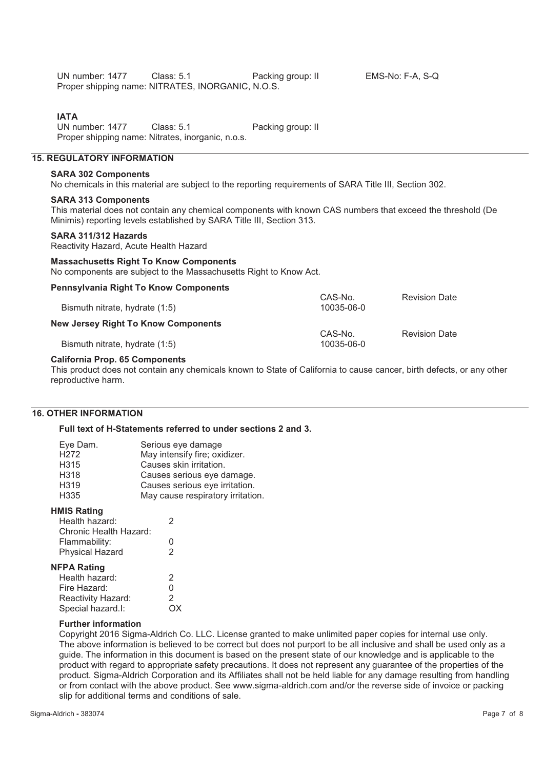UN number: 1477 Class: 5.1 Packing group: II EMS-No: F-A, S-Q
Proper shipping name: NITRATES, INORGANIC, N.O.S.

**IATA**
UN number: 1477 Class: 5.1 Packing group: II
Proper shipping name: Nitrates, inorganic, n.o.s.

## 15. REGULATORY INFORMATION

**SARA 302 Components**
No chemicals in this material are subject to the reporting requirements of SARA Title III, Section 302.

**SARA 313 Components**
This material does not contain any chemical components with known CAS numbers that exceed the threshold (De Minimis) reporting levels established by SARA Title III, Section 313.

**SARA 311/312 Hazards**
Reactivity Hazard, Acute Health Hazard

**Massachusetts Right To Know Components**
No components are subject to the Massachusetts Right to Know Act.

**Pennsylvania Right To Know Components**

| | CAS-No. | Revision Date |
|---|---|---|
| Bismuth nitrate, hydrate (1:5) | 10035-06-0 | |

**New Jersey Right To Know Components**

| | CAS-No. | Revision Date |
|---|---|---|
| Bismuth nitrate, hydrate (1:5) | 10035-06-0 | |

**California Prop. 65 Components**
This product does not contain any chemicals known to State of California to cause cancer, birth defects, or any other reproductive harm.

## 16. OTHER INFORMATION

**Full text of H-Statements referred to under sections 2 and 3.**

| | |
|---|---|
| Eye Dam. | Serious eye damage |
| H272 | May intensify fire; oxidizer. |
| H315 | Causes skin irritation. |
| H318 | Causes serious eye damage. |
| H319 | Causes serious eye irritation. |
| H335 | May cause respiratory irritation. |

**HMIS Rating**

| | |
|---|---|
| Health hazard: | 2 |
| Chronic Health Hazard: | |
| Flammability: | 0 |
| Physical Hazard | 2 |

**NFPA Rating**

| | |
|---|---|
| Health hazard: | 2 |
| Fire Hazard: | 0 |
| Reactivity Hazard: | 2 |
| Special hazard.I: | OX |

**Further information**
Copyright 2016 Sigma-Aldrich Co. LLC. License granted to make unlimited paper copies for internal use only.
The above information is believed to be correct but does not purport to be all inclusive and shall be used only as a guide. The information in this document is based on the present state of our knowledge and is applicable to the product with regard to appropriate safety precautions. It does not represent any guarantee of the properties of the product. Sigma-Aldrich Corporation and its Affiliates shall not be held liable for any damage resulting from handling or from contact with the above product. See www.sigma-aldrich.com and/or the reverse side of invoice or packing slip for additional terms and conditions of sale.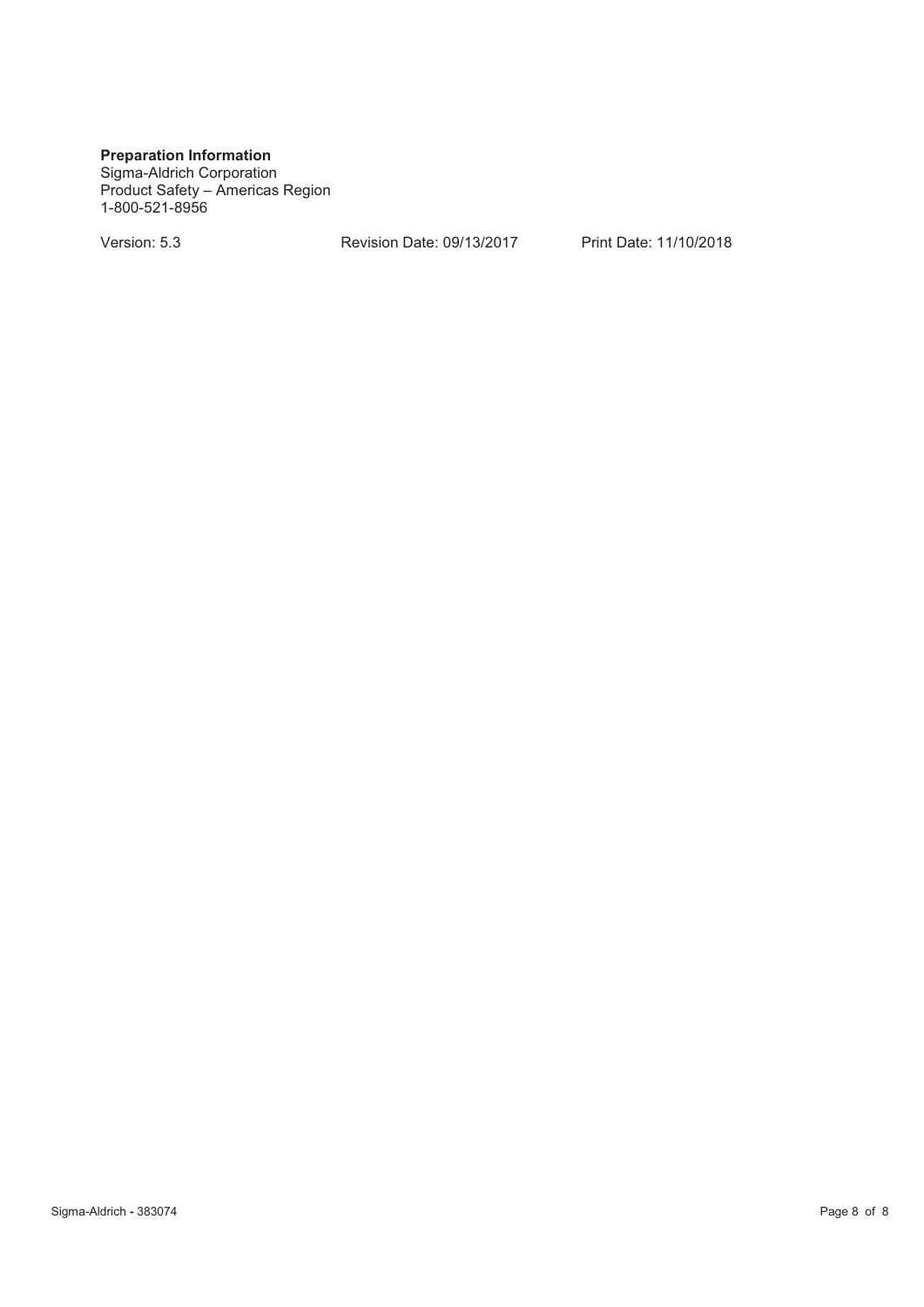**Preparation Information**
Sigma-Aldrich Corporation
Product Safety – Americas Region
1-800-521-8956

Version: 5.3 Revision Date: 09/13/2017 Print Date: 11/10/2018